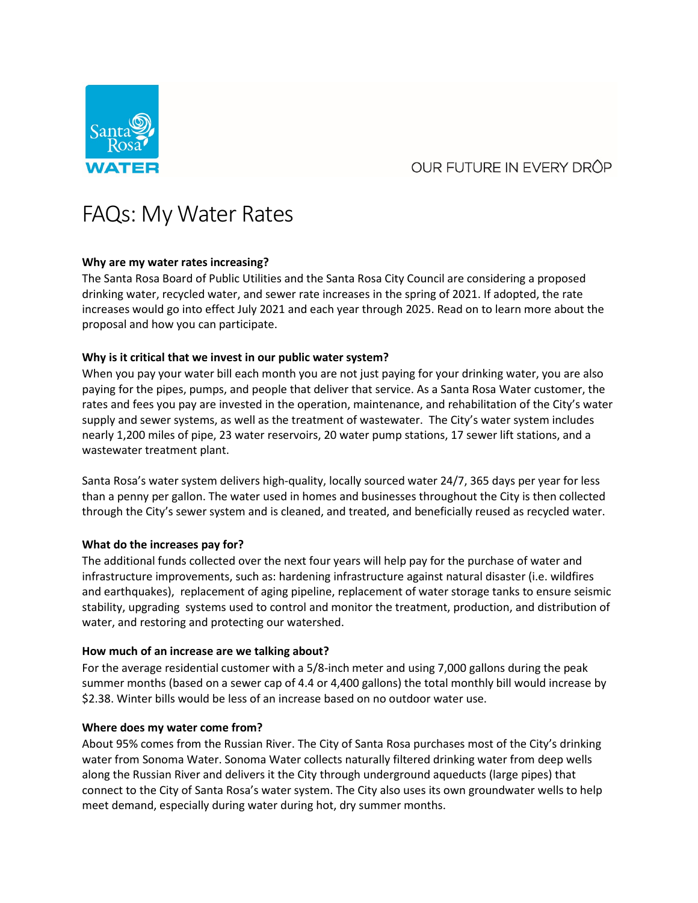Santa Rosa WATER

OUR FUTURE IN EVERY DROP

# FAQs: My Water Rates

**Why are my water rates increasing?**

The Santa Rosa Board of Public Utilities and the Santa Rosa City Council are considering a proposed drinking water, recycled water, and sewer rate increases in the spring of 2021. If adopted, the rate increases would go into effect July 2021 and each year through 2025. Read on to learn more about the proposal and how you can participate.

**Why is it critical that we invest in our public water system?**

When you pay your water bill each month you are not just paying for your drinking water, you are also paying for the pipes, pumps, and people that deliver that service. As a Santa Rosa Water customer, the rates and fees you pay are invested in the operation, maintenance, and rehabilitation of the City's water supply and sewer systems, as well as the treatment of wastewater. The City's water system includes nearly 1,200 miles of pipe, 23 water reservoirs, 20 water pump stations, 17 sewer lift stations, and a wastewater treatment plant.

Santa Rosa's water system delivers high-quality, locally sourced water 24/7, 365 days per year for less than a penny per gallon. The water used in homes and businesses throughout the City is then collected through the City's sewer system and is cleaned, and treated, and beneficially reused as recycled water.

**What do the increases pay for?**

The additional funds collected over the next four years will help pay for the purchase of water and infrastructure improvements, such as: hardening infrastructure against natural disaster (i.e. wildfires and earthquakes), replacement of aging pipeline, replacement of water storage tanks to ensure seismic stability, upgrading systems used to control and monitor the treatment, production, and distribution of water, and restoring and protecting our watershed.

**How much of an increase are we talking about?**

For the average residential customer with a 5/8-inch meter and using 7,000 gallons during the peak summer months (based on a sewer cap of 4.4 or 4,400 gallons) the total monthly bill would increase by $2.38. Winter bills would be less of an increase based on no outdoor water use.

**Where does my water come from?**

About 95% comes from the Russian River. The City of Santa Rosa purchases most of the City's drinking water from Sonoma Water. Sonoma Water collects naturally filtered drinking water from deep wells along the Russian River and delivers it the City through underground aqueducts (large pipes) that connect to the City of Santa Rosa's water system. The City also uses its own groundwater wells to help meet demand, especially during water during hot, dry summer months.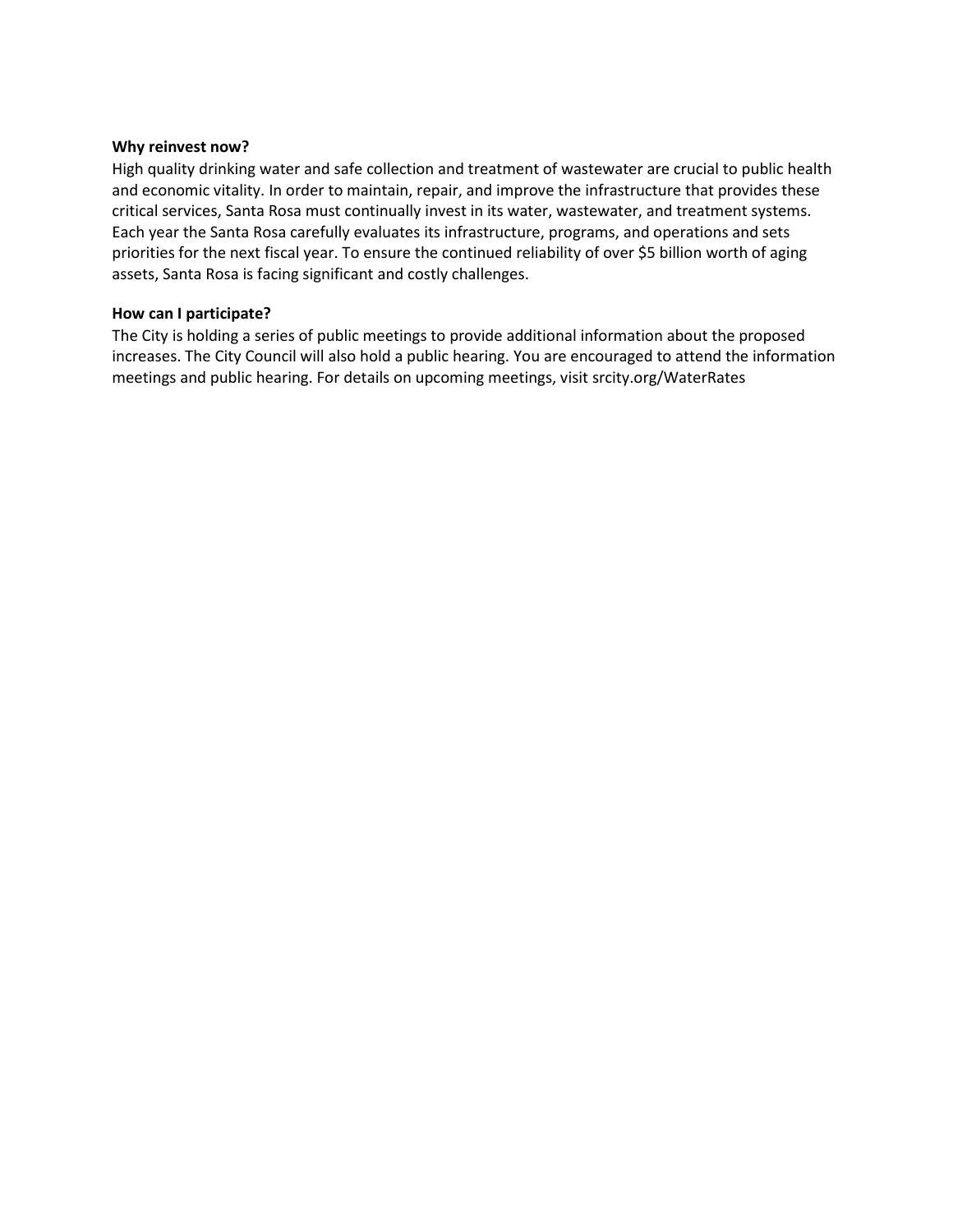**Why reinvest now?**

High quality drinking water and safe collection and treatment of wastewater are crucial to public health and economic vitality. In order to maintain, repair, and improve the infrastructure that provides these critical services, Santa Rosa must continually invest in its water, wastewater, and treatment systems. Each year the Santa Rosa carefully evaluates its infrastructure, programs, and operations and sets priorities for the next fiscal year. To ensure the continued reliability of over $5 billion worth of aging assets, Santa Rosa is facing significant and costly challenges.

**How can I participate?**

The City is holding a series of public meetings to provide additional information about the proposed increases. The City Council will also hold a public hearing. You are encouraged to attend the information meetings and public hearing. For details on upcoming meetings, visit srcity.org/WaterRates